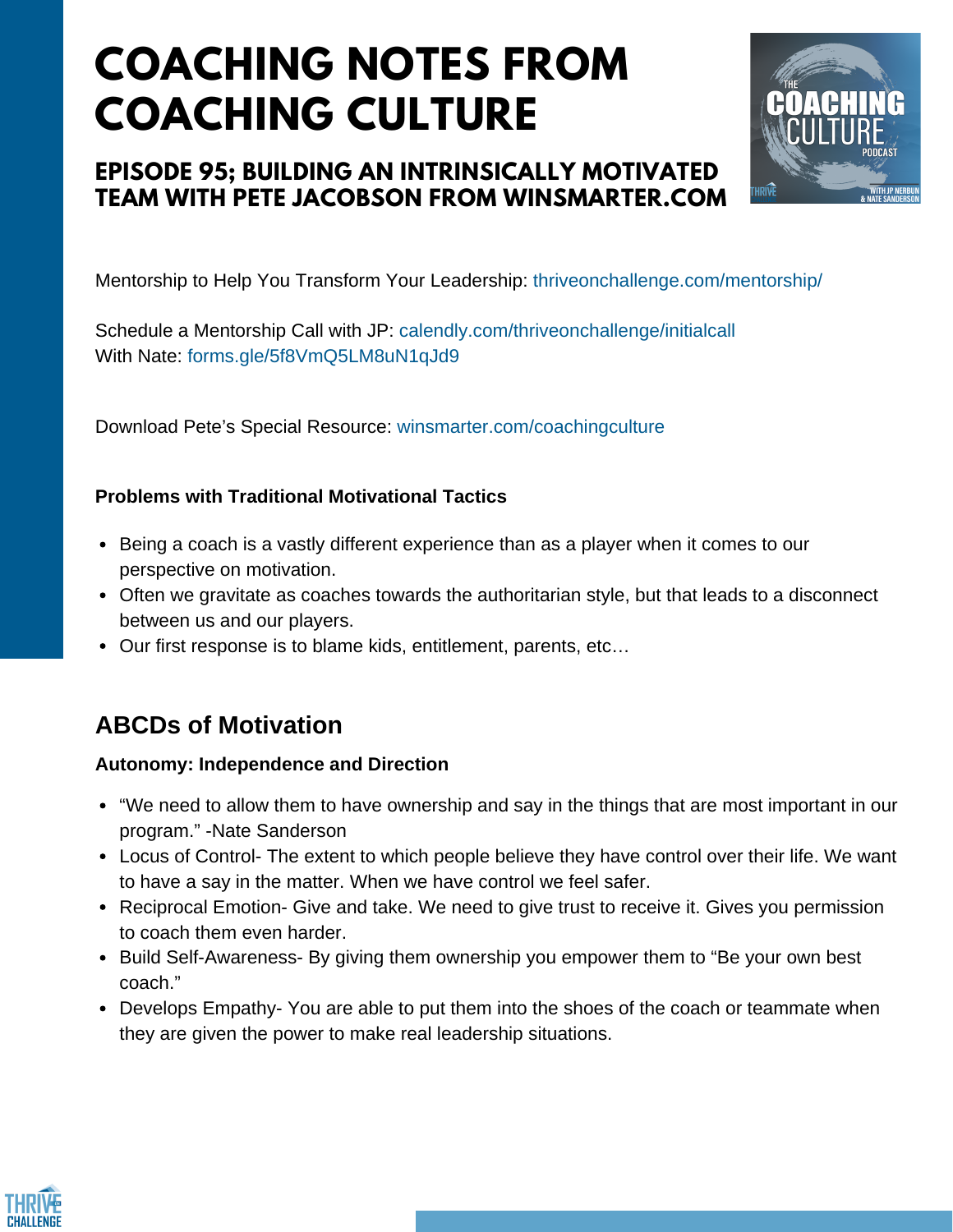# COACHING NOTES FROM COACHING CULTURE

## EPISODE 95; BUILDING AN INTRINSICALLY MOTIVATED TEAM WITH PETE JACOBSON FROM WINSMARTER.COM

Mentorship to Help You Transform Your Leadership: thriveonchallenge.com/mentorship/

Schedule a Mentorship Call with JP: calendly.com/thriveonchallenge/initialcall
With Nate: forms.gle/5f8VmQ5LM8uN1qJd9

Download Pete's Special Resource: winsmarter.com/coachingculture

**Problems with Traditional Motivational Tactics**

- Being a coach is a vastly different experience than as a player when it comes to our perspective on motivation.
- Often we gravitate as coaches towards the authoritarian style, but that leads to a disconnect between us and our players.
- Our first response is to blame kids, entitlement, parents, etc…

## ABCDs of Motivation

**Autonomy: Independence and Direction**

- "We need to allow them to have ownership and say in the things that are most important in our program." -Nate Sanderson
- Locus of Control- The extent to which people believe they have control over their life. We want to have a say in the matter. When we have control we feel safer.
- Reciprocal Emotion- Give and take. We need to give trust to receive it. Gives you permission to coach them even harder.
- Build Self-Awareness- By giving them ownership you empower them to "Be your own best coach."
- Develops Empathy- You are able to put them into the shoes of the coach or teammate when they are given the power to make real leadership situations.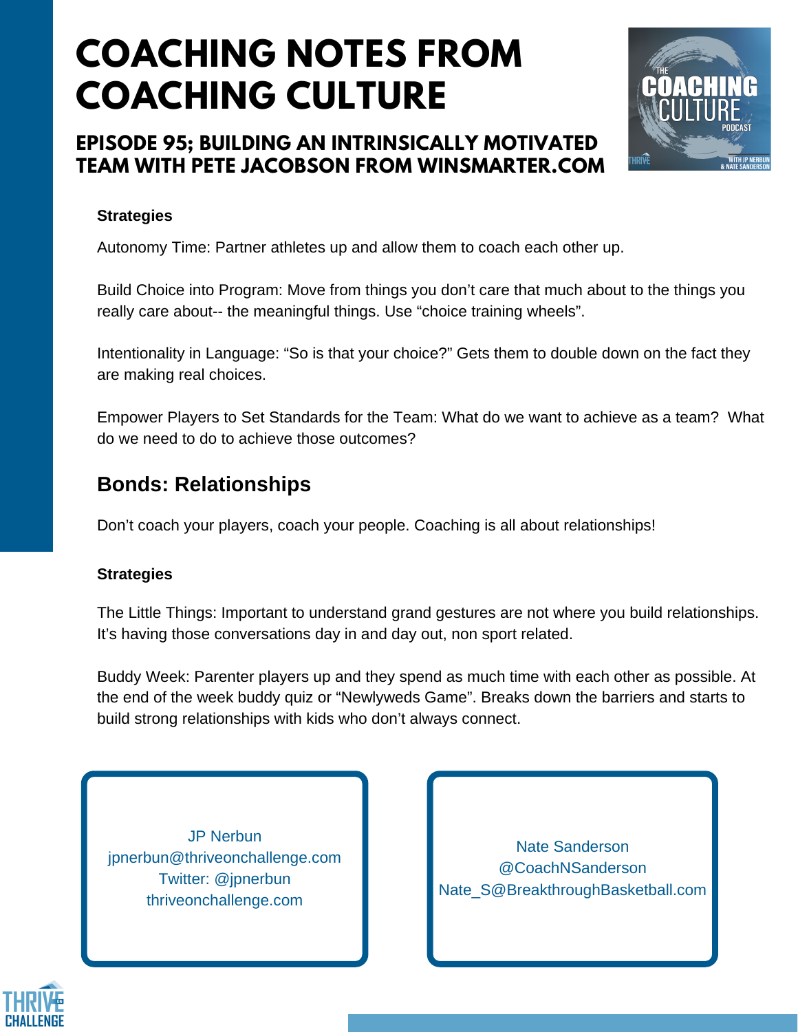# COACHING NOTES FROM COACHING CULTURE

## EPISODE 95; BUILDING AN INTRINSICALLY MOTIVATED TEAM WITH PETE JACOBSON FROM WINSMARTER.COM

**Strategies**

Autonomy Time: Partner athletes up and allow them to coach each other up.

Build Choice into Program: Move from things you don't care that much about to the things you really care about-- the meaningful things. Use "choice training wheels".

Intentionality in Language: "So is that your choice?" Gets them to double down on the fact they are making real choices.

Empower Players to Set Standards for the Team: What do we want to achieve as a team? What do we need to do to achieve those outcomes?

## Bonds: Relationships

Don't coach your players, coach your people. Coaching is all about relationships!

**Strategies**

The Little Things: Important to understand grand gestures are not where you build relationships. It's having those conversations day in and day out, non sport related.

Buddy Week: Parenter players up and they spend as much time with each other as possible. At the end of the week buddy quiz or "Newlyweds Game". Breaks down the barriers and starts to build strong relationships with kids who don't always connect.

JP Nerbun
jpnerbun@thriveonchallenge.com
Twitter: @jpnerbun
thriveonchallenge.com

Nate Sanderson
@CoachNSanderson
Nate_S@BreakthroughBasketball.com